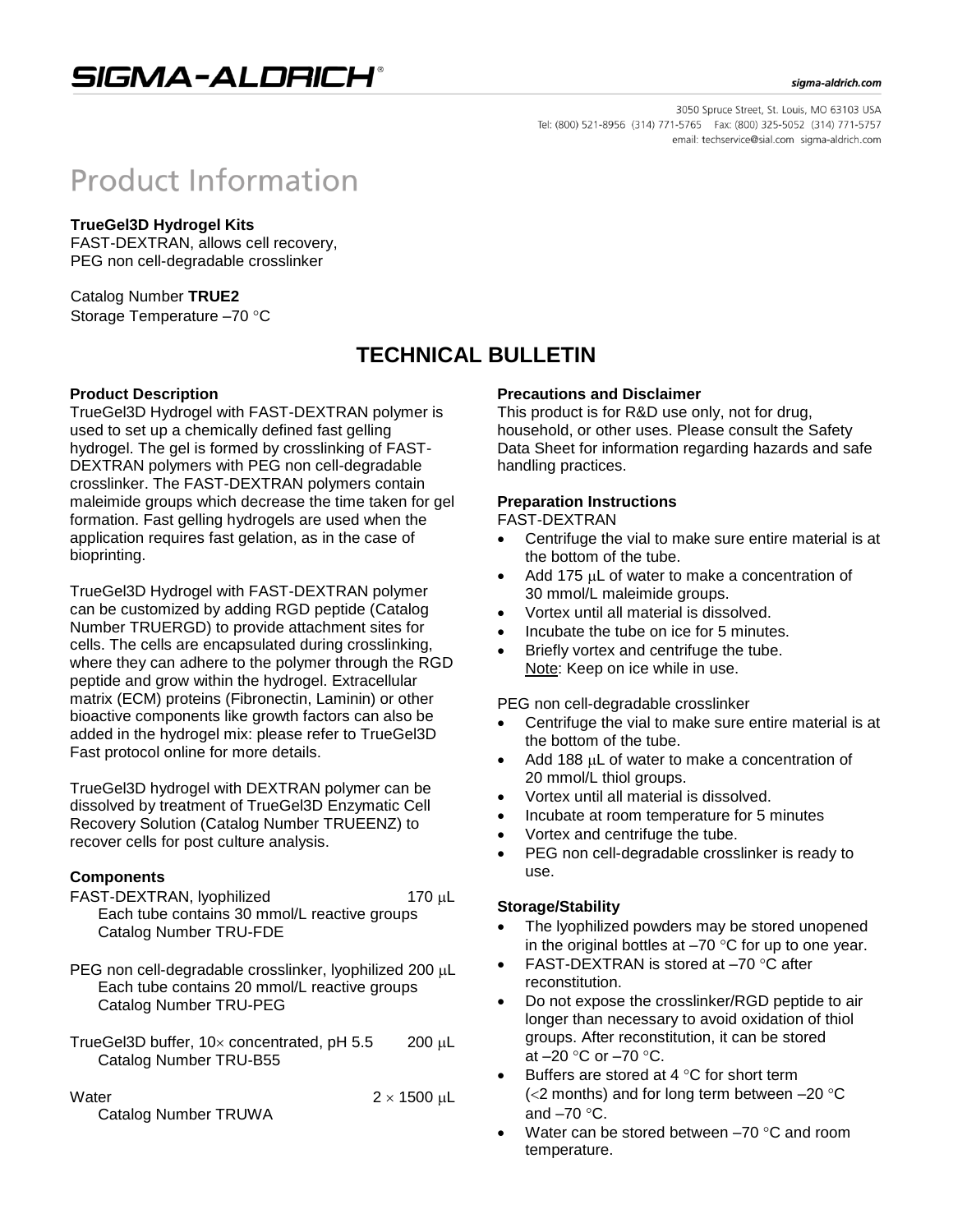# SIGMA-ALDRICH®

sigma-aldrich.com

3050 Spruce Street, St. Louis, MO 63103 USA
Tel: (800) 521-8956 (314) 771-5765 Fax: (800) 325-5052 (314) 771-5757
email: techservice@sial.com sigma-aldrich.com

# Product Information

**TrueGel3D Hydrogel Kits**
FAST-DEXTRAN, allows cell recovery,
PEG non cell-degradable crosslinker

Catalog Number **TRUE2**
Storage Temperature –70 °C

## TECHNICAL BULLETIN

### Product Description

TrueGel3D Hydrogel with FAST-DEXTRAN polymer is used to set up a chemically defined fast gelling hydrogel. The gel is formed by crosslinking of FAST-DEXTRAN polymers with PEG non cell-degradable crosslinker. The FAST-DEXTRAN polymers contain maleimide groups which decrease the time taken for gel formation. Fast gelling hydrogels are used when the application requires fast gelation, as in the case of bioprinting.

TrueGel3D Hydrogel with FAST-DEXTRAN polymer can be customized by adding RGD peptide (Catalog Number TRUERGD) to provide attachment sites for cells. The cells are encapsulated during crosslinking, where they can adhere to the polymer through the RGD peptide and grow within the hydrogel. Extracellular matrix (ECM) proteins (Fibronectin, Laminin) or other bioactive components like growth factors can also be added in the hydrogel mix: please refer to TrueGel3D Fast protocol online for more details.

TrueGel3D hydrogel with DEXTRAN polymer can be dissolved by treatment of TrueGel3D Enzymatic Cell Recovery Solution (Catalog Number TRUEENZ) to recover cells for post culture analysis.

### Components

FAST-DEXTRAN, lyophilized 170 μL
Each tube contains 30 mmol/L reactive groups
Catalog Number TRU-FDE

PEG non cell-degradable crosslinker, lyophilized 200 μL
Each tube contains 20 mmol/L reactive groups
Catalog Number TRU-PEG

TrueGel3D buffer, 10× concentrated, pH 5.5 200 μL
Catalog Number TRU-B55

Water $2 \times 1500$ μL
Catalog Number TRUWA

### Precautions and Disclaimer

This product is for R&D use only, not for drug, household, or other uses. Please consult the Safety Data Sheet for information regarding hazards and safe handling practices.

### Preparation Instructions

FAST-DEXTRAN

- Centrifuge the vial to make sure entire material is at the bottom of the tube.
- Add 175 μL of water to make a concentration of 30 mmol/L maleimide groups.
- Vortex until all material is dissolved.
- Incubate the tube on ice for 5 minutes.
- Briefly vortex and centrifuge the tube.
  Note: Keep on ice while in use.

PEG non cell-degradable crosslinker

- Centrifuge the vial to make sure entire material is at the bottom of the tube.
- Add 188 μL of water to make a concentration of 20 mmol/L thiol groups.
- Vortex until all material is dissolved.
- Incubate at room temperature for 5 minutes
- Vortex and centrifuge the tube.
- PEG non cell-degradable crosslinker is ready to use.

### Storage/Stability

- The lyophilized powders may be stored unopened in the original bottles at –70 °C for up to one year.
- FAST-DEXTRAN is stored at –70 °C after reconstitution.
- Do not expose the crosslinker/RGD peptide to air longer than necessary to avoid oxidation of thiol groups. After reconstitution, it can be stored at –20 °C or –70 °C.
- Buffers are stored at 4 °C for short term (<2 months) and for long term between –20 °C and –70 °C.
- Water can be stored between –70 °C and room temperature.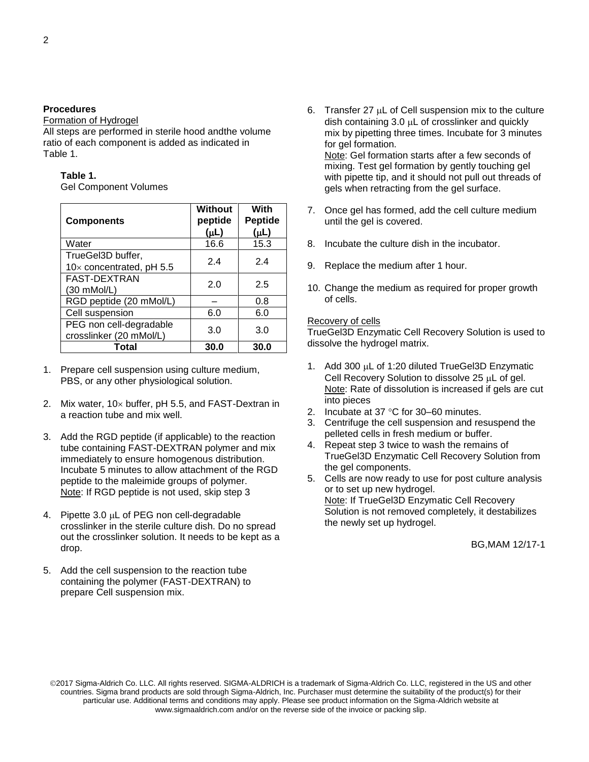## Procedures

Formation of Hydrogel

All steps are performed in sterile hood andthe volume ratio of each component is added as indicated in Table 1.

**Table 1.**

Gel Component Volumes

| Components | Without peptide (μL) | With Peptide (μL) |
|---|---|---|
| Water | 16.6 | 15.3 |
| TrueGel3D buffer, 10× concentrated, pH 5.5 | 2.4 | 2.4 |
| FAST-DEXTRAN (30 mMol/L) | 2.0 | 2.5 |
| RGD peptide (20 mMol/L) | – | 0.8 |
| Cell suspension | 6.0 | 6.0 |
| PEG non cell-degradable crosslinker (20 mMol/L) | 3.0 | 3.0 |
| **Total** | **30.0** | **30.0** |

1. Prepare cell suspension using culture medium, PBS, or any other physiological solution.

2. Mix water, 10× buffer, pH 5.5, and FAST-Dextran in a reaction tube and mix well.

3. Add the RGD peptide (if applicable) to the reaction tube containing FAST-DEXTRAN polymer and mix immediately to ensure homogenous distribution. Incubate 5 minutes to allow attachment of the RGD peptide to the maleimide groups of polymer.
   Note: If RGD peptide is not used, skip step 3

4. Pipette 3.0 μL of PEG non cell-degradable crosslinker in the sterile culture dish. Do no spread out the crosslinker solution. It needs to be kept as a drop.

5. Add the cell suspension to the reaction tube containing the polymer (FAST-DEXTRAN) to prepare Cell suspension mix.

6. Transfer 27 μL of Cell suspension mix to the culture dish containing 3.0 μL of crosslinker and quickly mix by pipetting three times. Incubate for 3 minutes for gel formation.
   Note: Gel formation starts after a few seconds of mixing. Test gel formation by gently touching gel with pipette tip, and it should not pull out threads of gels when retracting from the gel surface.

7. Once gel has formed, add the cell culture medium until the gel is covered.

8. Incubate the culture dish in the incubator.

9. Replace the medium after 1 hour.

10. Change the medium as required for proper growth of cells.

Recovery of cells

TrueGel3D Enzymatic Cell Recovery Solution is used to dissolve the hydrogel matrix.

1. Add 300 μL of 1:20 diluted TrueGel3D Enzymatic Cell Recovery Solution to dissolve 25 μL of gel.
   Note: Rate of dissolution is increased if gels are cut into pieces
2. Incubate at 37 °C for 30–60 minutes.
3. Centrifuge the cell suspension and resuspend the pelleted cells in fresh medium or buffer.
4. Repeat step 3 twice to wash the remains of TrueGel3D Enzymatic Cell Recovery Solution from the gel components.
5. Cells are now ready to use for post culture analysis or to set up new hydrogel.
   Note: If TrueGel3D Enzymatic Cell Recovery Solution is not removed completely, it destabilizes the newly set up hydrogel.

BG,MAM 12/17-1

©2017 Sigma-Aldrich Co. LLC. All rights reserved. SIGMA-ALDRICH is a trademark of Sigma-Aldrich Co. LLC, registered in the US and other countries. Sigma brand products are sold through Sigma-Aldrich, Inc. Purchaser must determine the suitability of the product(s) for their particular use. Additional terms and conditions may apply. Please see product information on the Sigma-Aldrich website at www.sigmaaldrich.com and/or on the reverse side of the invoice or packing slip.